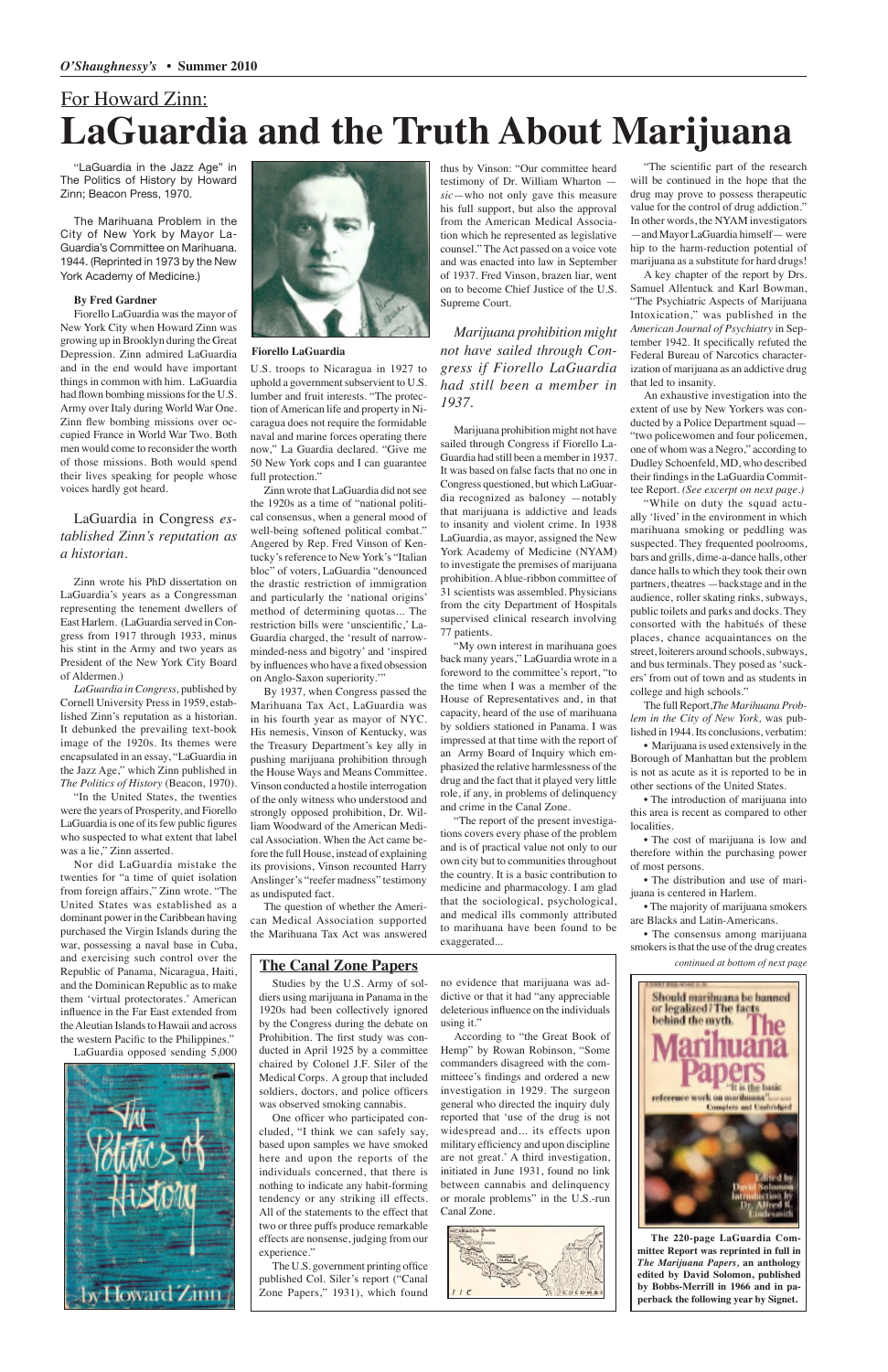## For Howard Zinn:

# LaGuardia and the Truth About Marijuana

"LaGuardia in the Jazz Age" in The Politics of History by Howard Zinn; Beacon Press, 1970.

The Marihuana Problem in the City of New York by Mayor LaGuardia's Committee on Marihuana. 1944. (Reprinted in 1973 by the New York Academy of Medicine.)

**By Fred Gardner**

Fiorello LaGuardia was the mayor of New York City when Howard Zinn was growing up in Brooklyn during the Great Depression. Zinn admired LaGuardia and in the end would have important things in common with him. LaGuardia had flown bombing missions for the U.S. Army over Italy during World War One. Zinn flew bombing missions over occupied France in World War Two. Both men would come to reconsider the worth of those missions. Both would spend their lives speaking for people whose voices hardly got heard.

*LaGuardia in Congress established Zinn's reputation as a historian.*

Zinn wrote his PhD dissertation on LaGuardia's years as a Congressman representing the tenement dwellers of East Harlem. (LaGuardia served in Congress from 1917 through 1933, minus his stint in the Army and two years as President of the New York City Board of Aldermen.)

*LaGuardia in Congress*, published by Cornell University Press in 1959, established Zinn's reputation as a historian. It debunked the prevailing text-book image of the 1920s. Its themes were encapsulated in an essay, "LaGuardia in the Jazz Age," which Zinn published in *The Politics of History* (Beacon, 1970).

"In the United States, the twenties were the years of Prosperity, and Fiorello LaGuardia is one of its few public figures who suspected to what extent that label was a lie," Zinn asserted.

Nor did LaGuardia mistake the twenties for "a time of quiet isolation from foreign affairs," Zinn wrote. "The United States was established as a dominant power in the Caribbean having purchased the Virgin Islands during the war, possessing a naval base in Cuba, and exercising such control over the Republic of Panama, Nicaragua, Haiti, and the Dominican Republic as to make them 'virtual protectorates.' American influence in the Far East extended from the Aleutian Islands to Hawaii and across the western Pacific to the Philippines."

LaGuardia opposed sending 5,000 U.S. troops to Nicaragua in 1927 to uphold a government subservient to U.S. lumber and fruit interests. "The protection of American life and property in Nicaragua does not require the formidable naval and marine forces operating there now," La Guardia declared. "Give me 50 New York cops and I can guarantee full protection."

**Fiorello LaGuardia**

Zinn wrote that LaGuardia did not see the 1920s as a time of "national political consensus, when a general mood of well-being softened political combat." Angered by Rep. Fred Vinson of Kentucky's reference to New York's "Italian bloc" of voters, LaGuardia "denounced the drastic restriction of immigration and particularly the 'national origins' method of determining quotas... The restriction bills were 'unscientific,' LaGuardia charged, the 'result of narrow-minded-ness and bigotry' and 'inspired by influences who have a fixed obsession on Anglo-Saxon superiority.'"

By 1937, when Congress passed the Marihuana Tax Act, LaGuardia was in his fourth year as mayor of NYC. His nemesis, Vinson of Kentucky, was the Treasury Department's key ally in pushing marijuana prohibition through the House Ways and Means Committee. Vinson conducted a hostile interrogation of the only witness who understood and strongly opposed prohibition, Dr. William Woodward of the American Medical Association. When the Act came before the full House, instead of explaining its provisions, Vinson recounted Harry Anslinger's "reefer madness" testimony as undisputed fact.

The question of whether the American Medical Association supported the Marihuana Tax Act was answered thus by Vinson: "Our committee heard testimony of Dr. William Wharton —*sic*—who not only gave this measure his full support, but also the approval from the American Medical Association which he represented as legislative counsel." The Act passed on a voice vote and was enacted into law in September of 1937. Fred Vinson, brazen liar, went on to become Chief Justice of the U.S. Supreme Court.

*Marijuana prohibition might not have sailed through Congress if Fiorello LaGuardia had still been a member in 1937.*

Marijuana prohibition might not have sailed through Congress if Fiorello LaGuardia had still been a member in 1937. It was based on false facts that no one in Congress questioned, but which LaGuardia recognized as baloney —notably that marijuana is addictive and leads to insanity and violent crime. In 1938 LaGuardia, as mayor, assigned the New York Academy of Medicine (NYAM) to investigate the premises of marijuana prohibition. A blue-ribbon committee of 31 scientists was assembled. Physicians from the city Department of Hospitals supervised clinical research involving 77 patients.

"My own interest in marihuana goes back many years," LaGuardia wrote in a foreword to the committee's report, "to the time when I was a member of the House of Representatives and, in that capacity, heard of the use of marihuana by soldiers stationed in Panama. I was impressed at that time with the report of an Army Board of Inquiry which emphasized the relative harmlessness of the drug and the fact that it played very little role, if any, in problems of delinquency and crime in the Canal Zone.

"The report of the present investigations covers every phase of the problem and is of practical value not only to our own city but to communities throughout the country. It is a basic contribution to medicine and pharmacology. I am glad that the sociological, psychological, and medical ills commonly attributed to marihuana have been found to be exaggerated...

"The scientific part of the research will be continued in the hope that the drug may prove to possess therapeutic value for the control of drug addiction." In other words, the NYAM investigators —and Mayor LaGuardia himself— were hip to the harm-reduction potential of marijuana as a substitute for hard drugs!

A key chapter of the report by Drs. Samuel Allentuck and Karl Bowman, "The Psychiatric Aspects of Marijuana Intoxication," was published in the *American Journal of Psychiatry* in September 1942. It specifically refuted the Federal Bureau of Narcotics characterization of marijuana as an addictive drug that led to insanity.

An exhaustive investigation into the extent of use by New Yorkers was conducted by a Police Department squad—"two policewomen and four policemen, one of whom was a Negro," according to Dudley Schoenfeld, MD, who described their findings in the LaGuardia Committee Report. *(See excerpt on next page.)*

"While on duty the squad actually 'lived' in the environment in which marihuana smoking or peddling was suspected. They frequented poolrooms, bars and grills, dime-a-dance halls, other dance halls to which they took their own partners, theatres —backstage and in the audience, roller skating rinks, subways, public toilets and parks and docks. They consorted with the habitués of these places, chance acquaintances on the street, loiterers around schools, subways, and bus terminals. They posed as 'suckers' from out of town and as students in college and high schools."

The full Report, *The Marihuana Problem in the City of New York,* was published in 1944. Its conclusions, verbatim:

- Marijuana is used extensively in the Borough of Manhattan but the problem is not as acute as it is reported to be in other sections of the United States.
- The introduction of marijuana into this area is recent as compared to other localities.
- The cost of marijuana is low and therefore within the purchasing power of most persons.
- The distribution and use of marijuana is centered in Harlem.
- The majority of marijuana smokers are Blacks and Latin-Americans.
- The consensus among marijuana smokers is that the use of the drug creates

*continued at bottom of next page*

## The Canal Zone Papers

Studies by the U.S. Army of soldiers using marijuana in Panama in the 1920s had been collectively ignored by the Congress during the debate on Prohibition. The first study was conducted in April 1925 by a committee chaired by Colonel J.F. Siler of the Medical Corps. A group that included soldiers, doctors, and police officers was observed smoking cannabis.

One officer who participated concluded, "I think we can safely say, based upon samples we have smoked here and upon the reports of the individuals concerned, that there is nothing to indicate any habit-forming tendency or any striking ill effects. All of the statements to the effect that two or three puffs produce remarkable effects are nonsense, judging from our experience."

The U.S. government printing office published Col. Siler's report ("Canal Zone Papers," 1931), which found no evidence that marijuana was addictive or that it had "any appreciable deleterious influence on the individuals using it."

According to "the Great Book of Hemp" by Rowan Robinson, "Some commanders disagreed with the committee's findings and ordered a new investigation in 1929. The surgeon general who directed the inquiry duly reported that 'use of the drug is not widespread and... its effects upon military efficiency and upon discipline are not great.' A third investigation, initiated in June 1931, found no link between cannabis and delinquency or morale problems" in the U.S.-run Canal Zone.

**The 220-page LaGuardia Committee Report was reprinted in full in *The Marijuana Papers*, an anthology edited by David Solomon, published by Bobbs-Merrill in 1966 and in paperback the following year by Signet.**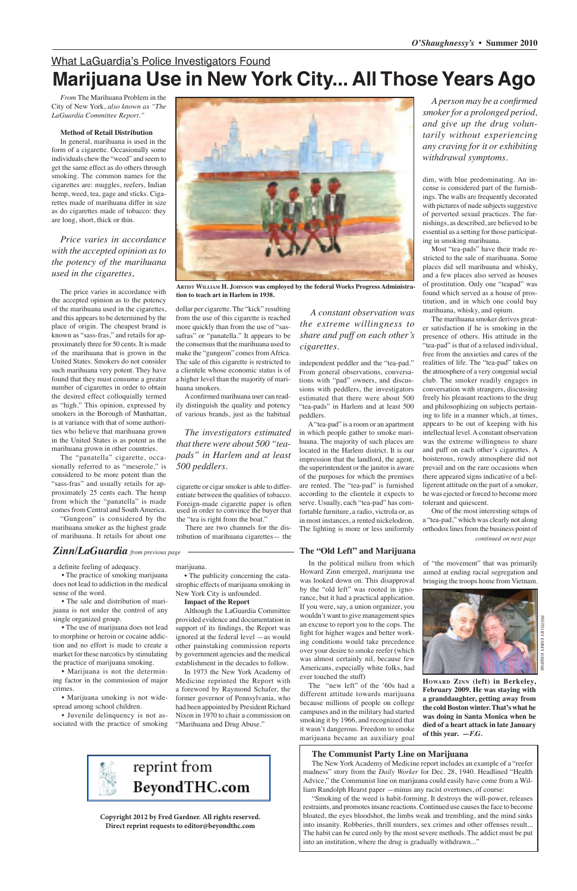## What LaGuardia's Police Investigators Found

# Marijuana Use in New York City... All Those Years Ago

*From* The Marihuana Problem in the City of New York, *also known as "The LaGuardia Committee Report."*

**Method of Retail Distribution**

In general, marihuana is used in the form of a cigarette. Occasionally some individuals chew the "weed" and seem to get the same effect as do others through smoking. The common names for the cigarettes are: muggles, reefers, Indian hemp, weed, tea, gage and sticks. Cigarettes made of marihuana differ in size as do cigarettes made of tobacco: they are long, short, thick or thin.

*Price varies in accordance with the accepted opinion as to the potency of the marihuana used in the cigarettes,*

The price varies in accordance with the accepted opinion as to the potency of the marihuana used in the cigarettes, and this appears to be determined by the place of origin. The cheapest brand is known as "sass-fras," and retails for approximately three for 50 cents. It is made of the marihuana that is grown in the United States. Smokers do not consider such marihuana very potent. They have found that they must consume a greater number of cigarettes in order to obtain the desired effect colloquially termed as "high." This opinion, expressed by smokers in the Borough of Manhattan, is at variance with that of some authorities who believe that marihuana grown in the United States is as potent as the marihuana grown in other countries.

The "panatella" cigarette, occasionally referred to as "meserole," is considered to be more potent than the "sass-fras" and usually retails for approximately 25 cents each. The hemp from which the "panatella" is made comes from Central and South America.

"Gungeon" is considered by the marihuana smoker as the highest grade of marihuana. It retails for about one dollar per cigarette. The "kick" resulting from the use of this cigarette is reached more quickly than from the use of "sassafras" or "panatella." It appears to be the consensus that the marihuana used to make the "gungeon" comes from Africa. The sale of this cigarette is restricted to a clientele whose economic status is of a higher level than the majority of marihuana smokers.

A confirmed marihuana user can readily distinguish the quality and potency of various brands, just as the habitual cigarette or cigar smoker is able to differentiate between the qualities of tobacco. Foreign-made cigarette paper is often used in order to convince the buyer that the "tea is right from the boat."

*The investigators estimated that there were about 500 "tea-pads" in Harlem and at least 500 peddlers.*

There are two channels for the distribution of marihuana cigarettes— the independent peddler and the "tea-pad." From general observations, conversations with "pad" owners, and discussions with peddlers, the investigators estimated that there were about 500 "tea-pads" in Harlem and at least 500 peddlers.

*A constant observation was the extreme willingness to share and puff on each other's cigarettes.*

A "tea-pad" is a room or an apartment in which people gather to smoke marihuana. The majority of such places are located in the Harlem district. It is our impression that the landlord, the agent, the superintendent or the janitor is aware of the purposes for which the premises are rented. The "tea-pad" is furnished according to the clientele it expects to serve. Usually, each "tea-pad" has comfortable furniture, a radio, victrola or, as in most instances, a rented nickelodeon. The lighting is more or less uniformly dim, with blue predominating. An incense is considered part of the furnishings. The walls are frequently decorated with pictures of nude subjects suggestive of perverted sexual practices. The furnishings, as described, are believed to be essential as a setting for those participating in smoking marihuana.

*A person may be a confirmed smoker for a prolonged period, and give up the drug voluntarily without experiencing any craving for it or exhibiting withdrawal symptoms.*

Most "tea-pads" have their trade restricted to the sale of marihuana. Some places did sell marihuana and whisky, and a few places also served as houses of prostitution. Only one "teapad" was found which served as a house of prostitution, and in which one could buy marihuana, whisky, and opium.

The marihuana smoker derives greater satisfaction if he is smoking in the presence of others. His attitude in the "tea-pad" is that of a relaxed individual, free from the anxieties and cares of the realities of life. The "tea-pad" takes on the atmosphere of a very congenial social club. The smoker readily engages in conversation with strangers, discussing freely his pleasant reactions to the drug and philosophizing on subjects pertaining to life in a manner which, at times, appears to be out of keeping with his intellectual level. A constant observation was the extreme willingness to share and puff on each other's cigarettes. A boisterous, rowdy atmosphere did not prevail and on the rare occasions when there appeared signs indicative of a belligerent attitude on the part of a smoker, he was ejected or forced to become more tolerant and quiescent.

One of the most interesting setups of a "tea-pad," which was clearly not along orthodox lines from the business point of

*continued on next page*

**Artist William H. Johnson was employed by the federal Works Progress Administration to teach art in Harlem in 1938.**

## Zinn/LaGuardia *from previous page*

a definite feeling of adequacy.

- The practice of smoking marijuana does not lead to addiction in the medical sense of the word.
- The sale and distribution of marijuana is not under the control of any single organized group.
- The use of marijuana does not lead to morphine or heroin or cocaine addiction and no effort is made to create a market for these narcotics by stimulating the practice of marijuana smoking.
- Marijuana is not the determining factor in the commission of major crimes.
- Marijuana smoking is not widespread among school children.
- Juvenile delinquency is not associated with the practice of smoking marijuana.
- The publicity concerning the catastrophic effects of marijuana smoking in New York City is unfounded.

**Impact of the Report**

Although the LaGuardia Committee provided evidence and documentation in support of its findings, the Report was ignored at the federal level —as would other painstaking commission reports by government agencies and the medical establishment in the decades to follow.

In 1973 the New York Academy of Medicine reprinted the Report with a foreword by Raymond Schafer, the former governor of Pennsylvania, who had been appointed by President Richard Nixon in 1970 to chair a commission on "Marihuana and Drug Abuse."

### The "Old Left" and Marijuana

In the political milieu from which Howard Zinn emerged, marijuana use was looked down on. This disapproval by the "old left" was rooted in ignorance, but it had a practical application. If you were, say, a union organizer, you wouldn't want to give management spies an excuse to report you to the cops. The fight for higher wages and better working conditions would take precedence over your desire to smoke reefer (which was almost certainly nil, because few Americans, especially white folks, had ever touched the stuff)

The "new left" of the '60s had a different attitude towards marijuana because millions of people on college campuses and in the military had started smoking it by 1966, and recognized that it wasn't dangerous. Freedom to smoke marijuana became an auxiliary goal of "the movement" that was primarily aimed at ending racial segregation and bringing the troops home from Vietnam.

PHOTO BY EMMY JOSEPHS

**Howard Zinn (left) in Berkeley, February 2009. He was staying with a granddaughter, getting away from the cold Boston winter. That's what he was doing in Santa Monica when he died of a heart attack in late January of this year. —*F.G.***

### The Communist Party Line on Marijuana

The New York Academy of Medicine report includes an example of a "reefer madness" story from the *Daily Worker* for Dec. 28, 1940. Headlined "Health Advice," the Communist line on marijuana could easily have come from a William Randolph Hearst paper —minus any racist overtones, of course:

"Smoking of the weed is habit-forming. It destroys the will-power, releases restraints, and promotes insane reactions. Continued use causes the face to become bloated, the eyes bloodshot, the limbs weak and trembling, and the mind sinks into insanity. Robberies, thrill murders, sex crimes and other offenses result... The habit can be cured only by the most severe methods. The addict must be put into an institution, where the drug is gradually withdrawn..."

reprint from BeyondTHC.com

**Copyright 2012 by Fred Gardner. All rights reserved. Direct reprint requests to editor@beyondthc.com**